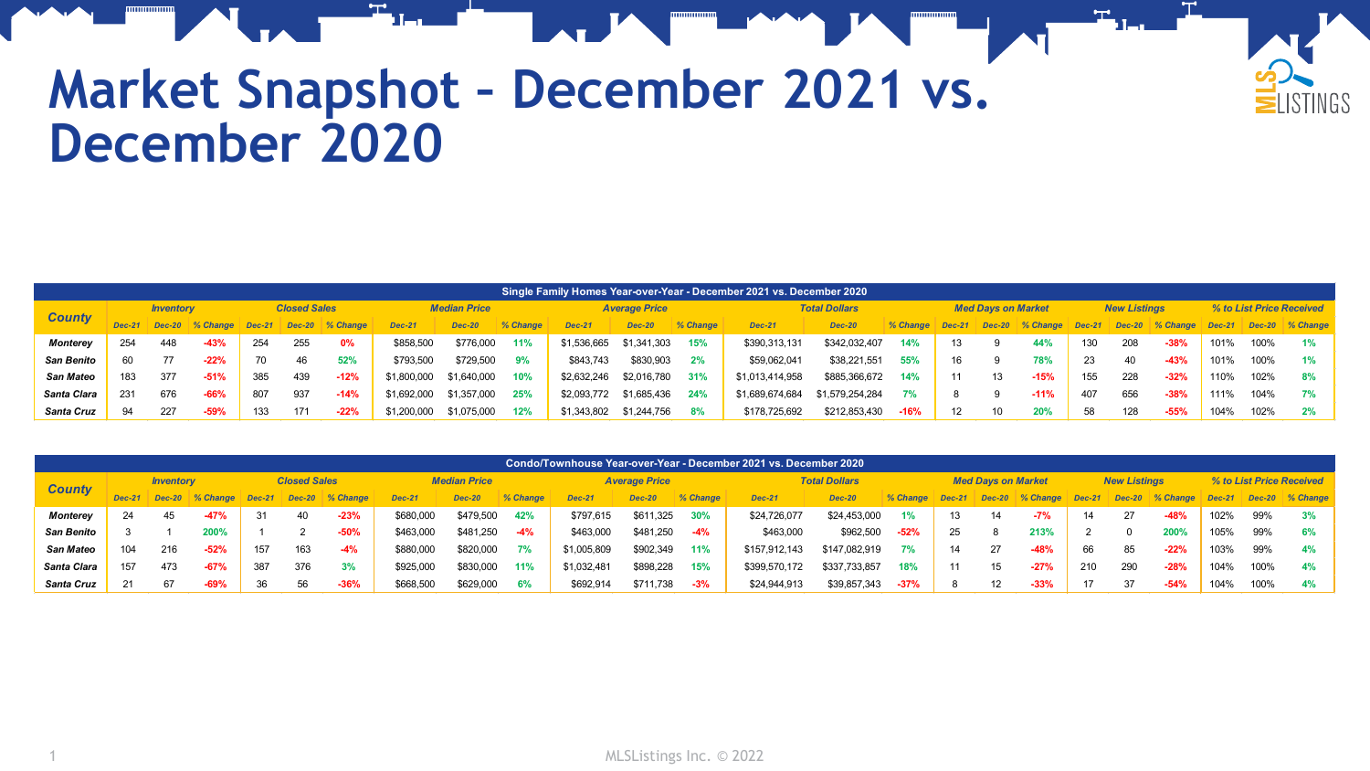# Market Snapshot – December 2021 vs. December 2020

**Single Family Homes Year-over-Year - December 2021 vs. December 2020**

| County | Inventory | | | Closed Sales | | | Median Price | | | Average Price | | | Total Dollars | | | Med Days on Market | | | New Listings | | | % to List Price Received | | |
|---|---|---|---|---|---|---|---|---|---|---|---|---|---|---|---|---|---|---|---|---|---|---|---|---|
| | Dec-21 | Dec-20 | % Change | Dec-21 | Dec-20 | % Change | Dec-21 | Dec-20 | % Change | Dec-21 | Dec-20 | % Change | Dec-21 | Dec-20 | % Change | Dec-21 | Dec-20 | % Change | Dec-21 | Dec-20 | % Change | Dec-21 | Dec-20 | % Change |
| **Monterey** | 254 | 448 | -43% | 254 | 255 | 0% | $858,500 | $776,000 | 11% | $1,536,665 | $1,341,303 | 15% | $390,313,131 | $342,032,407 | 14% | 13 | 9 | 44% | 130 | 208 | -38% | 101% | 100% | 1% |
| **San Benito** | 60 | 77 | -22% | 70 | 46 | 52% | $793,500 | $729,500 | 9% | $843,743 | $830,903 | 2% | $59,062,041 | $38,221,551 | 55% | 16 | 9 | 78% | 23 | 40 | -43% | 101% | 100% | 1% |
| **San Mateo** | 183 | 377 | -51% | 385 | 439 | -12% | $1,800,000 | $1,640,000 | 10% | $2,632,246 | $2,016,780 | 31% | $1,013,414,958 | $885,366,672 | 14% | 11 | 13 | -15% | 155 | 228 | -32% | 110% | 102% | 8% |
| **Santa Clara** | 231 | 676 | -66% | 807 | 937 | -14% | $1,692,000 | $1,357,000 | 25% | $2,093,772 | $1,685,436 | 24% | $1,689,674,684 | $1,579,254,284 | 7% | 8 | 9 | -11% | 407 | 656 | -38% | 111% | 104% | 7% |
| **Santa Cruz** | 94 | 227 | -59% | 133 | 171 | -22% | $1,200,000 | $1,075,000 | 12% | $1,343,802 | $1,244,756 | 8% | $178,725,692 | $212,853,430 | -16% | 12 | 10 | 20% | 58 | 128 | -55% | 104% | 102% | 2% |

**Condo/Townhouse Year-over-Year - December 2021 vs. December 2020**

| County | Inventory | | | Closed Sales | | | Median Price | | | Average Price | | | Total Dollars | | | Med Days on Market | | | New Listings | | | % to List Price Received | | |
|---|---|---|---|---|---|---|---|---|---|---|---|---|---|---|---|---|---|---|---|---|---|---|---|---|
| | Dec-21 | Dec-20 | % Change | Dec-21 | Dec-20 | % Change | Dec-21 | Dec-20 | % Change | Dec-21 | Dec-20 | % Change | Dec-21 | Dec-20 | % Change | Dec-21 | Dec-20 | % Change | Dec-21 | Dec-20 | % Change | Dec-21 | Dec-20 | % Change |
| **Monterey** | 24 | 45 | -47% | 31 | 40 | -23% | $680,000 | $479,500 | 42% | $797,615 | $611,325 | 30% | $24,726,077 | $24,453,000 | 1% | 13 | 14 | -7% | 14 | 27 | -48% | 102% | 99% | 3% |
| **San Benito** | 3 | 1 | 200% | 1 | 2 | -50% | $463,000 | $481,250 | -4% | $463,000 | $481,250 | -4% | $463,000 | $962,500 | -52% | 25 | 8 | 213% | 2 | 0 | 200% | 105% | 99% | 6% |
| **San Mateo** | 104 | 216 | -52% | 157 | 163 | -4% | $880,000 | $820,000 | 7% | $1,005,809 | $902,349 | 11% | $157,912,143 | $147,082,919 | 7% | 14 | 27 | -48% | 66 | 85 | -22% | 103% | 99% | 4% |
| **Santa Clara** | 157 | 473 | -67% | 387 | 376 | 3% | $925,000 | $830,000 | 11% | $1,032,481 | $898,228 | 15% | $399,570,172 | $337,733,857 | 18% | 11 | 15 | -27% | 210 | 290 | -28% | 104% | 100% | 4% |
| **Santa Cruz** | 21 | 67 | -69% | 36 | 56 | -36% | $668,500 | $629,000 | 6% | $692,914 | $711,738 | -3% | $24,944,913 | $39,857,343 | -37% | 8 | 12 | -33% | 17 | 37 | -54% | 104% | 100% | 4% |

MLSListings Inc. © 2022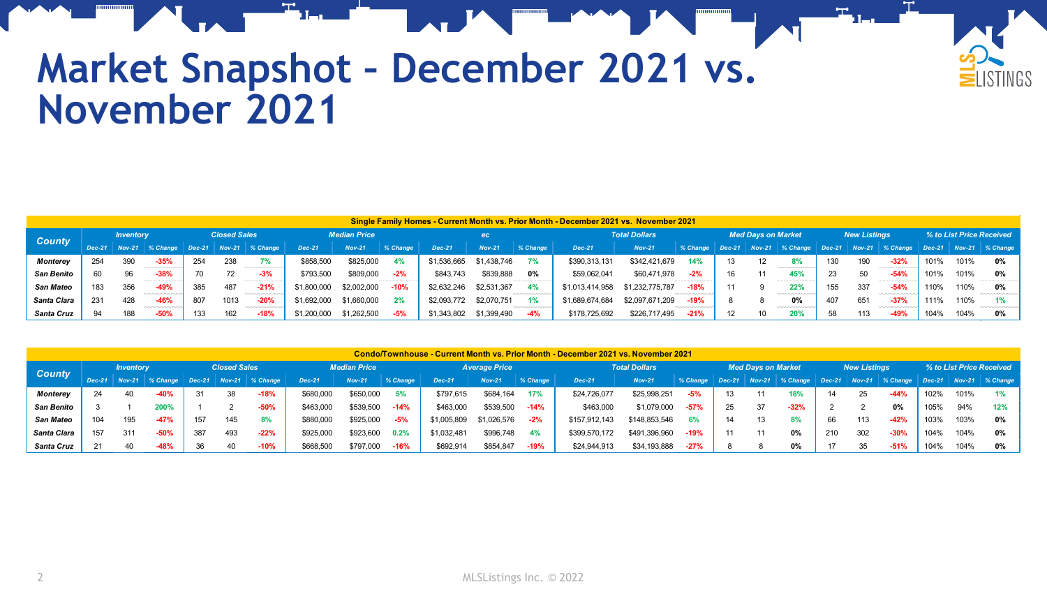# Market Snapshot – December 2021 vs. November 2021

| Single Family Homes - Current Month vs. Prior Month - December 2021 vs. November 2021 | | | | | | | | | | | | | | | | | | | | | | | | |
|---|---|---|---|---|---|---|---|---|---|---|---|---|---|---|---|---|---|---|---|---|---|---|---|---|
| County | Inventory | | | Closed Sales | | | Median Price | | | ec | | | Total Dollars | | | Med Days on Market | | | New Listings | | | % to List Price Received | | |
| | Dec-21 | Nov-21 | % Change | Dec-21 | Nov-21 | % Change | Dec-21 | Nov-21 | % Change | Dec-21 | Nov-21 | % Change | Dec-21 | Nov-21 | % Change | Dec-21 | Nov-21 | % Change | Dec-21 | Nov-21 | % Change | Dec-21 | Nov-21 | % Change |
| **Monterey** | 254 | 390 | -35% | 254 | 238 | 7% | $858,500 | $825,000 | 4% | $1,536,665 | $1,438,746 | 7% | $390,313,131 | $342,421,679 | 14% | 13 | 12 | 8% | 130 | 190 | -32% | 101% | 101% | 0% |
| **San Benito** | 60 | 96 | -38% | 70 | 72 | -3% | $793,500 | $809,000 | -2% | $843,743 | $839,888 | 0% | $59,062,041 | $60,471,978 | -2% | 16 | 11 | 45% | 23 | 50 | -54% | 101% | 101% | 0% |
| **San Mateo** | 183 | 356 | -49% | 385 | 487 | -21% | $1,800,000 | $2,002,000 | -10% | $2,632,246 | $2,531,367 | 4% | $1,013,414,958 | $1,232,775,787 | -18% | 11 | 9 | 22% | 155 | 337 | -54% | 110% | 110% | 0% |
| **Santa Clara** | 231 | 428 | -46% | 807 | 1013 | -20% | $1,692,000 | $1,660,000 | 2% | $2,093,772 | $2,070,751 | 1% | $1,689,674,684 | $2,097,671,209 | -19% | 8 | 8 | 0% | 407 | 651 | -37% | 111% | 110% | 1% |
| **Santa Cruz** | 94 | 188 | -50% | 133 | 162 | -18% | $1,200,000 | $1,262,500 | -5% | $1,343,802 | $1,399,490 | -4% | $178,725,692 | $226,717,495 | -21% | 12 | 10 | 20% | 58 | 113 | -49% | 104% | 104% | 0% |

| Condo/Townhouse - Current Month vs. Prior Month - December 2021 vs. November 2021 | | | | | | | | | | | | | | | | | | | | | | | | |
|---|---|---|---|---|---|---|---|---|---|---|---|---|---|---|---|---|---|---|---|---|---|---|---|---|
| County | Inventory | | | Closed Sales | | | Median Price | | | Average Price | | | Total Dollars | | | Med Days on Market | | | New Listings | | | % to List Price Received | | |
| | Dec-21 | Nov-21 | % Change | Dec-21 | Nov-21 | % Change | Dec-21 | Nov-21 | % Change | Dec-21 | Nov-21 | % Change | Dec-21 | Nov-21 | % Change | Dec-21 | Nov-21 | % Change | Dec-21 | Nov-21 | % Change | Dec-21 | Nov-21 | % Change |
| **Monterey** | 24 | 40 | -40% | 31 | 38 | -18% | $680,000 | $650,000 | 5% | $797,615 | $684,164 | 17% | $24,726,077 | $25,998,251 | -5% | 13 | 11 | 18% | 14 | 25 | -44% | 102% | 101% | 1% |
| **San Benito** | 3 | 1 | 200% | 1 | 2 | -50% | $463,000 | $539,500 | -14% | $463,000 | $539,500 | -14% | $463,000 | $1,079,000 | -57% | 25 | 37 | -32% | 2 | 2 | 0% | 105% | 94% | 12% |
| **San Mateo** | 104 | 195 | -47% | 157 | 145 | 8% | $880,000 | $925,000 | -5% | $1,005,809 | $1,026,576 | -2% | $157,912,143 | $148,853,546 | 6% | 14 | 13 | 8% | 66 | 113 | -42% | 103% | 103% | 0% |
| **Santa Clara** | 157 | 311 | -50% | 387 | 493 | -22% | $925,000 | $923,600 | 0.2% | $1,032,481 | $996,748 | 4% | $399,570,172 | $491,396,960 | -19% | 11 | 11 | 0% | 210 | 302 | -30% | 104% | 104% | 0% |
| **Santa Cruz** | 21 | 40 | -48% | 36 | 40 | -10% | $668,500 | $797,000 | -16% | $692,914 | $854,847 | -19% | $24,944,913 | $34,193,888 | -27% | 8 | 8 | 0% | 17 | 35 | -51% | 104% | 104% | 0% |

MLSListings Inc. © 2022